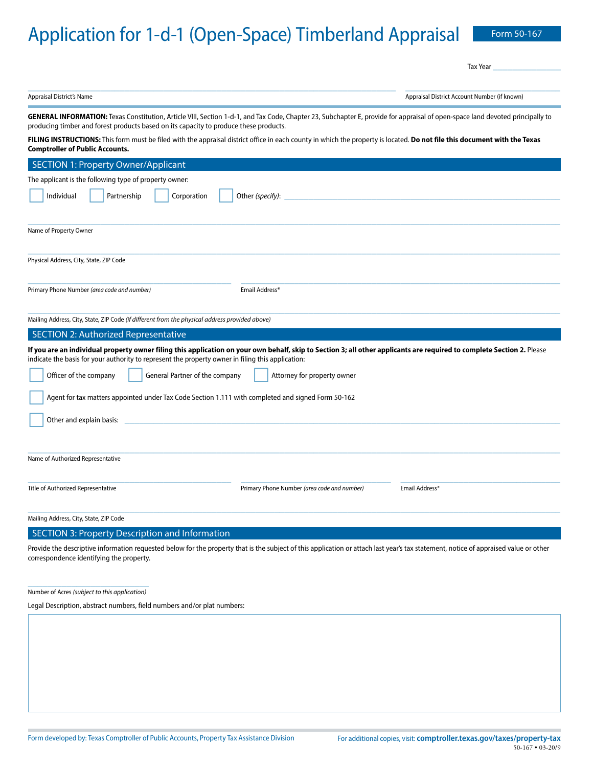# Application for 1-d-1 (Open-Space) Timberland Appraisal

**Form 50-167**

Tax Year ___________________

_______________________________________________ Appraisal District's Name

_______________________________________________ Appraisal District Account Number (if known)

**GENERAL INFORMATION:** Texas Constitution, Article VIII, Section 1-d-1, and Tax Code, Chapter 23, Subchapter E, provide for appraisal of open-space land devoted principally to producing timber and forest products based on its capacity to produce these products.

**FILING INSTRUCTIONS:** This form must be filed with the appraisal district office in each county in which the property is located. **Do not file this document with the Texas Comptroller of Public Accounts.**

## SECTION 1: Property Owner/Applicant

The applicant is the following type of property owner:

☐ Individual ☐ Partnership ☐ Corporation ☐ Other *(specify)*: ___________________

_______________________________________________
Name of Property Owner

_______________________________________________
Physical Address, City, State, ZIP Code

_______________________________________________
Primary Phone Number *(area code and number)*

_______________________________________________
Email Address*

_______________________________________________
Mailing Address, City, State, ZIP Code *(if different from the physical address provided above)*

## SECTION 2: Authorized Representative

**If you are an individual property owner filing this application on your own behalf, skip to Section 3; all other applicants are required to complete Section 2.** Please indicate the basis for your authority to represent the property owner in filing this application:

☐ Officer of the company ☐ General Partner of the company ☐ Attorney for property owner

☐ Agent for tax matters appointed under Tax Code Section 1.111 with completed and signed Form 50-162

☐ Other and explain basis: ___________________

_______________________________________________
Name of Authorized Representative

_______________________________________________
Title of Authorized Representative

_______________________________________________
Primary Phone Number *(area code and number)*

_______________________________________________
Email Address*

_______________________________________________
Mailing Address, City, State, ZIP Code

## SECTION 3: Property Description and Information

Provide the descriptive information requested below for the property that is the subject of this application or attach last year's tax statement, notice of appraised value or other correspondence identifying the property.

_______________________________________________
Number of Acres *(subject to this application)*

Legal Description, abstract numbers, field numbers and/or plat numbers:

Form developed by: Texas Comptroller of Public Accounts, Property Tax Assistance Division

For additional copies, visit: **comptroller.texas.gov/taxes/property-tax**

50-167 • 03-20/9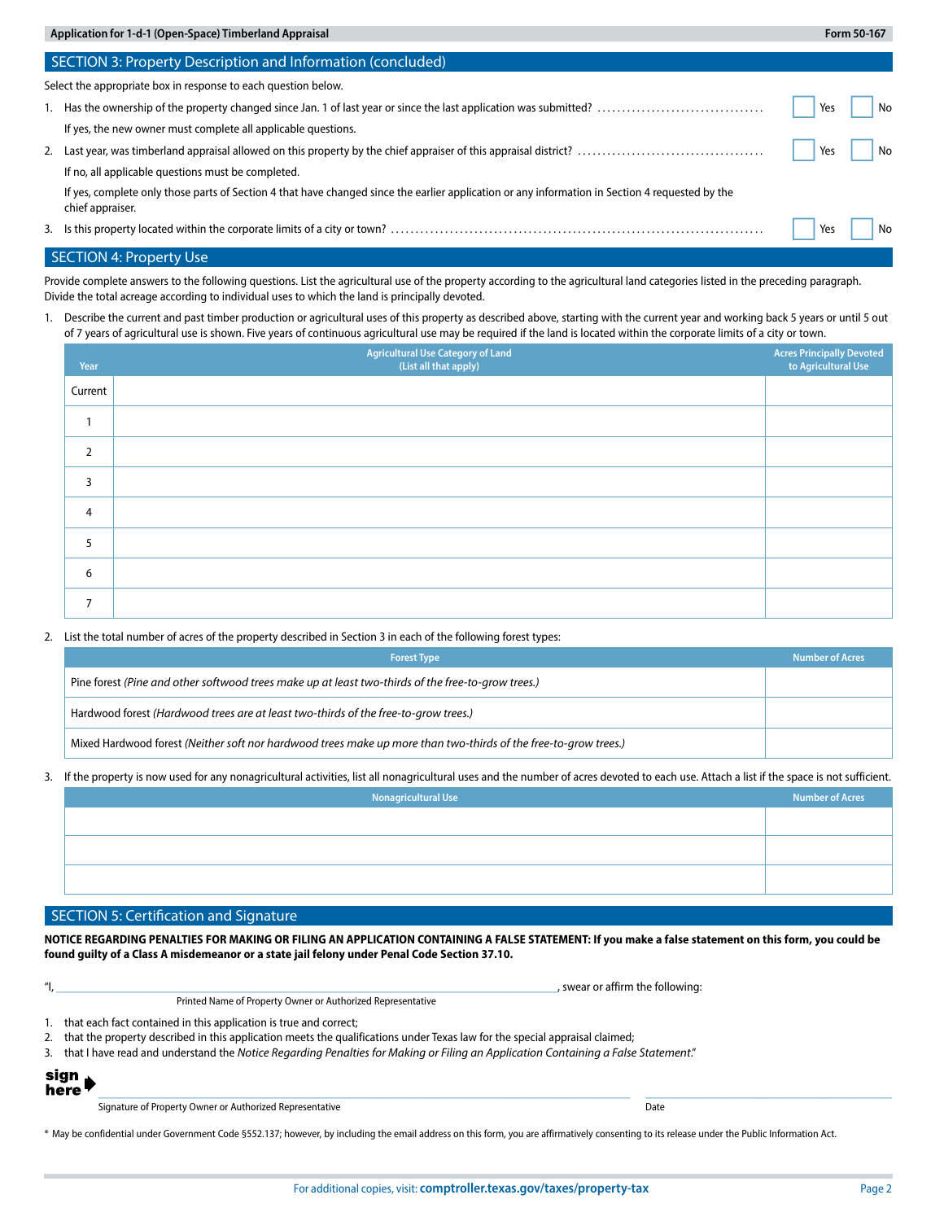## SECTION 3: Property Description and Information (concluded)

Select the appropriate box in response to each question below.

1. Has the ownership of the property changed since Jan. 1 of last year or since the last application was submitted? ☐ Yes ☐ No

   If yes, the new owner must complete all applicable questions.

2. Last year, was timberland appraisal allowed on this property by the chief appraiser of this appraisal district? ☐ Yes ☐ No

   If no, all applicable questions must be completed.

   If yes, complete only those parts of Section 4 that have changed since the earlier application or any information in Section 4 requested by the chief appraiser.

3. Is this property located within the corporate limits of a city or town? ☐ Yes ☐ No

## SECTION 4: Property Use

Provide complete answers to the following questions. List the agricultural use of the property according to the agricultural land categories listed in the preceding paragraph. Divide the total acreage according to individual uses to which the land is principally devoted.

1. Describe the current and past timber production or agricultural uses of this property as described above, starting with the current year and working back 5 years or until 5 out of 7 years of agricultural use is shown. Five years of continuous agricultural use may be required if the land is located within the corporate limits of a city or town.

| Year | Agricultural Use Category of Land (List all that apply) | Acres Principally Devoted to Agricultural Use |
|---|---|---|
| Current | | |
| 1 | | |
| 2 | | |
| 3 | | |
| 4 | | |
| 5 | | |
| 6 | | |
| 7 | | |

2. List the total number of acres of the property described in Section 3 in each of the following forest types:

| Forest Type | Number of Acres |
|---|---|
| Pine forest *(Pine and other softwood trees make up at least two-thirds of the free-to-grow trees.)* | |
| Hardwood forest *(Hardwood trees are at least two-thirds of the free-to-grow trees.)* | |
| Mixed Hardwood forest *(Neither soft nor hardwood trees make up more than two-thirds of the free-to-grow trees.)* | |

3. If the property is now used for any nonagricultural activities, list all nonagricultural uses and the number of acres devoted to each use. Attach a list if the space is not sufficient.

| Nonagricultural Use | Number of Acres |
|---|---|
| | |
| | |
| | |

## SECTION 5: Certification and Signature

**NOTICE REGARDING PENALTIES FOR MAKING OR FILING AN APPLICATION CONTAINING A FALSE STATEMENT: If you make a false statement on this form, you could be found guilty of a Class A misdemeanor or a state jail felony under Penal Code Section 37.10.**

"I, ______________________________, swear or affirm the following:

Printed Name of Property Owner or Authorized Representative

1. that each fact contained in this application is true and correct;
2. that the property described in this application meets the qualifications under Texas law for the special appraisal claimed;
3. that I have read and understand the *Notice Regarding Penalties for Making or Filing an Application Containing a False Statement*."

**sign here** ______________________________ ______________

Signature of Property Owner or Authorized Representative Date

\* May be confidential under Government Code §552.137; however, by including the email address on this form, you are affirmatively consenting to its release under the Public Information Act.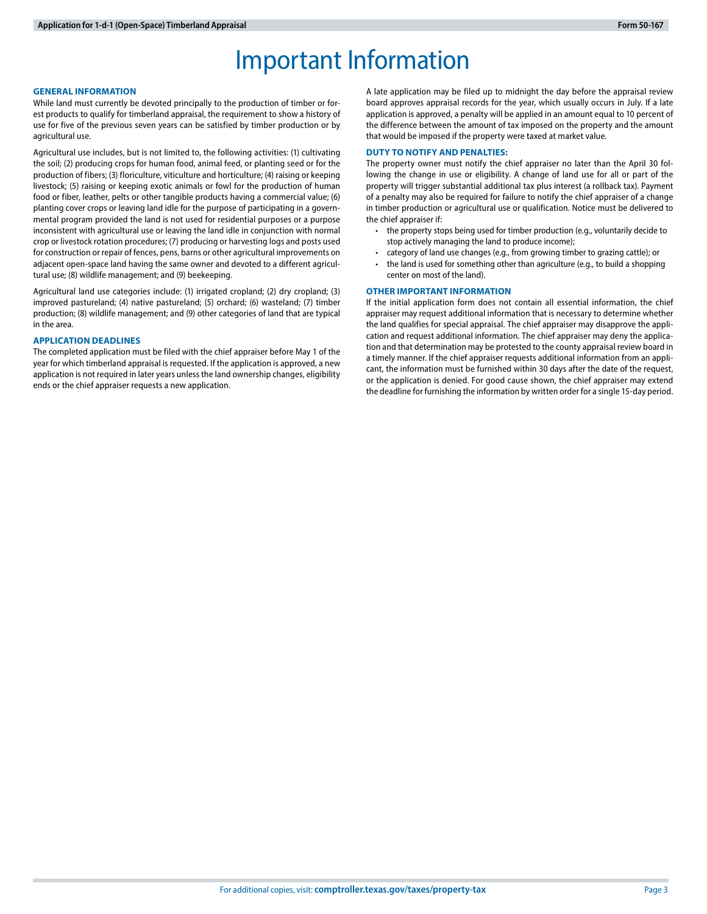# Important Information

## GENERAL INFORMATION

While land must currently be devoted principally to the production of timber or forest products to qualify for timberland appraisal, the requirement to show a history of use for five of the previous seven years can be satisfied by timber production or by agricultural use.

Agricultural use includes, but is not limited to, the following activities: (1) cultivating the soil; (2) producing crops for human food, animal feed, or planting seed or for the production of fibers; (3) floriculture, viticulture and horticulture; (4) raising or keeping livestock; (5) raising or keeping exotic animals or fowl for the production of human food or fiber, leather, pelts or other tangible products having a commercial value; (6) planting cover crops or leaving land idle for the purpose of participating in a governmental program provided the land is not used for residential purposes or a purpose inconsistent with agricultural use or leaving the land idle in conjunction with normal crop or livestock rotation procedures; (7) producing or harvesting logs and posts used for construction or repair of fences, pens, barns or other agricultural improvements on adjacent open-space land having the same owner and devoted to a different agricultural use; (8) wildlife management; and (9) beekeeping.

Agricultural land use categories include: (1) irrigated cropland; (2) dry cropland; (3) improved pastureland; (4) native pastureland; (5) orchard; (6) wasteland; (7) timber production; (8) wildlife management; and (9) other categories of land that are typical in the area.

## APPLICATION DEADLINES

The completed application must be filed with the chief appraiser before May 1 of the year for which timberland appraisal is requested. If the application is approved, a new application is not required in later years unless the land ownership changes, eligibility ends or the chief appraiser requests a new application.

A late application may be filed up to midnight the day before the appraisal review board approves appraisal records for the year, which usually occurs in July. If a late application is approved, a penalty will be applied in an amount equal to 10 percent of the difference between the amount of tax imposed on the property and the amount that would be imposed if the property were taxed at market value.

## DUTY TO NOTIFY AND PENALTIES:

The property owner must notify the chief appraiser no later than the April 30 following the change in use or eligibility. A change of land use for all or part of the property will trigger substantial additional tax plus interest (a rollback tax). Payment of a penalty may also be required for failure to notify the chief appraiser of a change in timber production or agricultural use or qualification. Notice must be delivered to the chief appraiser if:

- the property stops being used for timber production (e.g., voluntarily decide to stop actively managing the land to produce income);
- category of land use changes (e.g., from growing timber to grazing cattle); or
- the land is used for something other than agriculture (e.g., to build a shopping center on most of the land).

## OTHER IMPORTANT INFORMATION

If the initial application form does not contain all essential information, the chief appraiser may request additional information that is necessary to determine whether the land qualifies for special appraisal. The chief appraiser may disapprove the application and request additional information. The chief appraiser may deny the application and that determination may be protested to the county appraisal review board in a timely manner. If the chief appraiser requests additional information from an applicant, the information must be furnished within 30 days after the date of the request, or the application is denied. For good cause shown, the chief appraiser may extend the deadline for furnishing the information by written order for a single 15-day period.